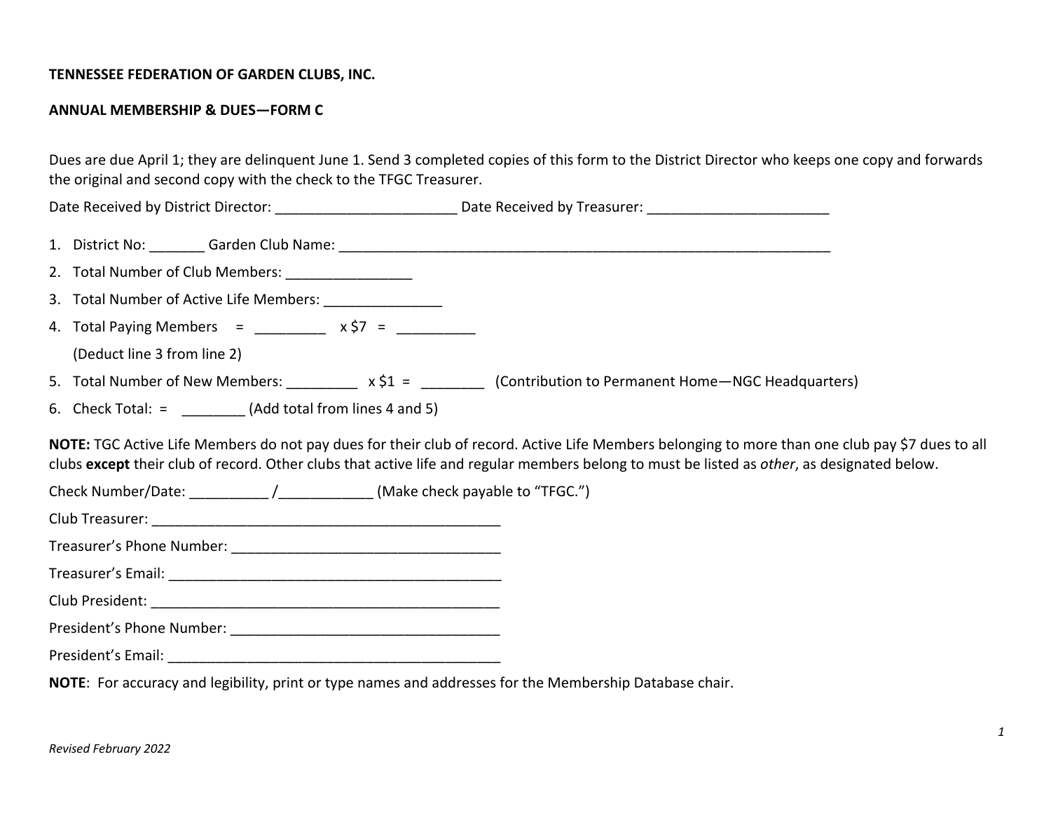**TENNESSEE FEDERATION OF GARDEN CLUBS, INC.**

**ANNUAL MEMBERSHIP & DUES—FORM C**

Dues are due April 1; they are delinquent June 1. Send 3 completed copies of this form to the District Director who keeps one copy and forwards the original and second copy with the check to the TFGC Treasurer.

Date Received by District Director: _______________________ Date Received by Treasurer: _______________________

1. District No: _______ Garden Club Name: _________________________________________________________________
2. Total Number of Club Members: ________________
3. Total Number of Active Life Members: _______________
4. Total Paying Members = _________ x $7 = __________

   (Deduct line 3 from line 2)
5. Total Number of New Members: _________ x $1 = ________ (Contribution to Permanent Home—NGC Headquarters)
6. Check Total: = ________ (Add total from lines 4 and 5)

**NOTE:** TGC Active Life Members do not pay dues for their club of record. Active Life Members belonging to more than one club pay $7 dues to all clubs **except** their club of record. Other clubs that active life and regular members belong to must be listed as *other*, as designated below.

Check Number/Date: __________ /____________ (Make check payable to "TFGC.")

Club Treasurer: ______________________________________________

Treasurer's Phone Number: __________________________________

Treasurer's Email: ___________________________________________

Club President: ______________________________________________

President's Phone Number: __________________________________

President's Email: ___________________________________________

**NOTE**: For accuracy and legibility, print or type names and addresses for the Membership Database chair.

*Revised February 2022*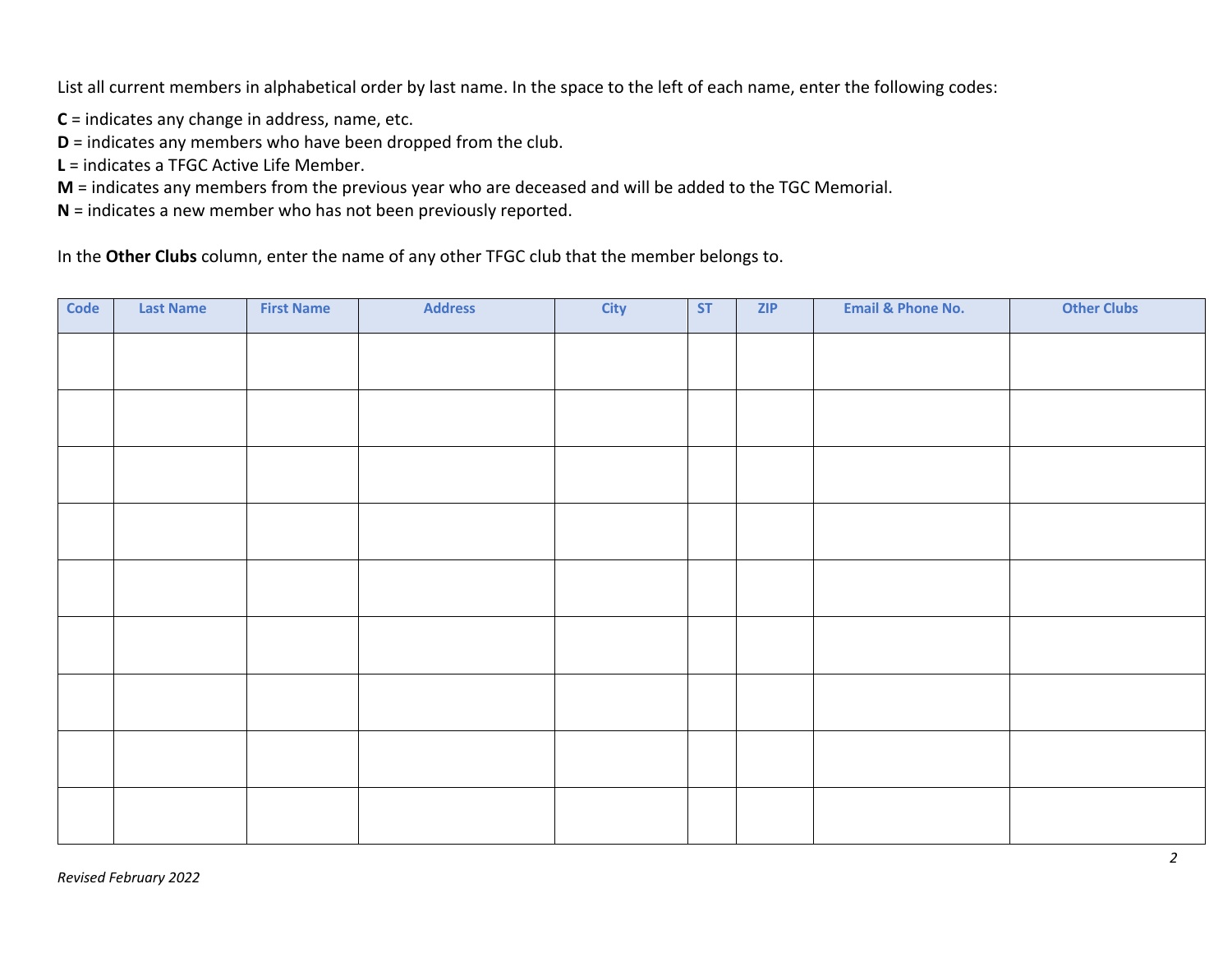List all current members in alphabetical order by last name. In the space to the left of each name, enter the following codes:

**C** = indicates any change in address, name, etc.
**D** = indicates any members who have been dropped from the club.
**L** = indicates a TFGC Active Life Member.
**M** = indicates any members from the previous year who are deceased and will be added to the TGC Memorial.
**N** = indicates a new member who has not been previously reported.

In the **Other Clubs** column, enter the name of any other TFGC club that the member belongs to.

| Code | Last Name | First Name | Address | City | ST | ZIP | Email & Phone No. | Other Clubs |
|---|---|---|---|---|---|---|---|---|
| | | | | | | | | |
| | | | | | | | | |
| | | | | | | | | |
| | | | | | | | | |
| | | | | | | | | |
| | | | | | | | | |
| | | | | | | | | |
| | | | | | | | | |
| | | | | | | | | |

*Revised February 2022*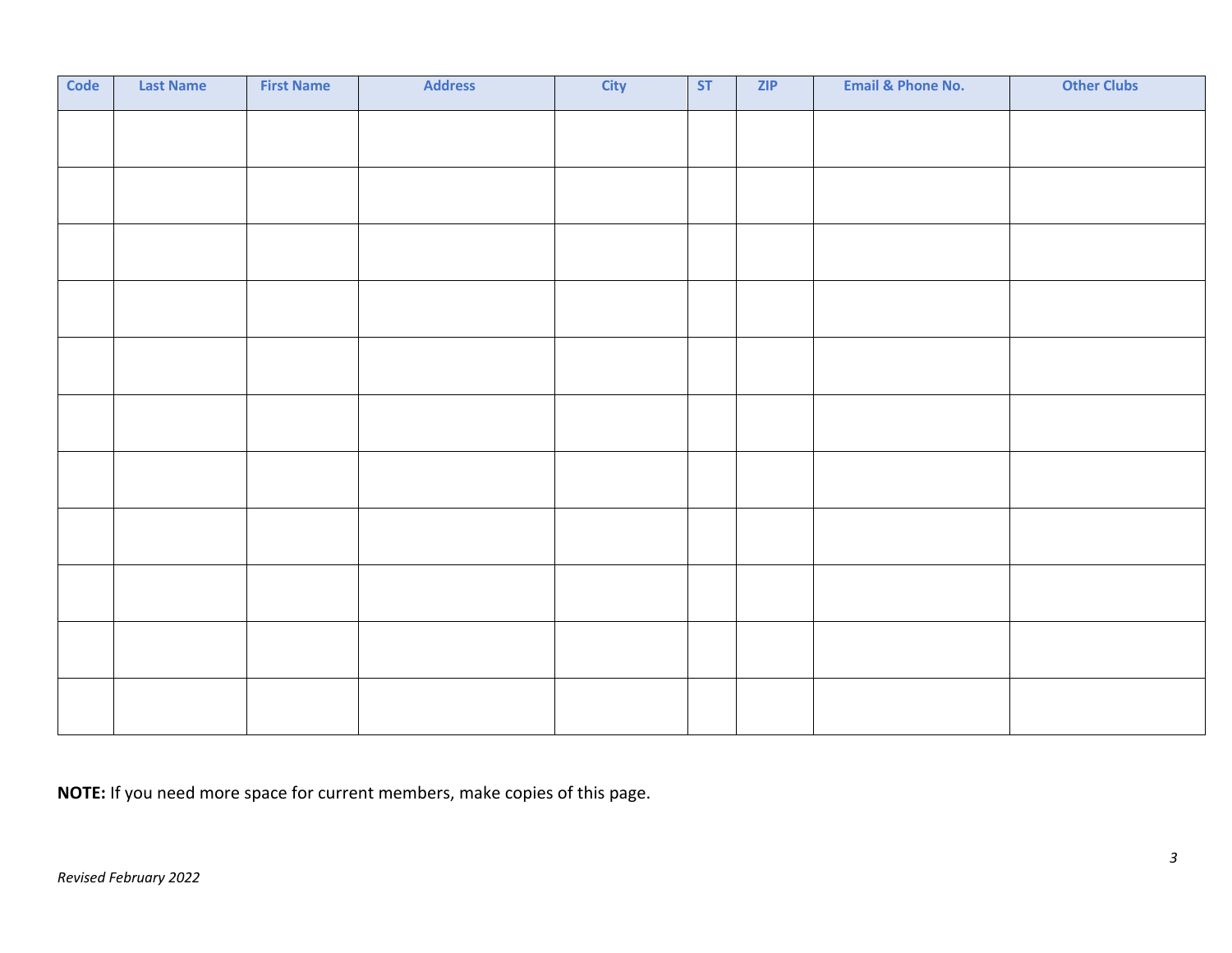| Code | Last Name | First Name | Address | City | ST | ZIP | Email & Phone No. | Other Clubs |
|---|---|---|---|---|---|---|---|---|
| | | | | | | | | |
| | | | | | | | | |
| | | | | | | | | |
| | | | | | | | | |
| | | | | | | | | |
| | | | | | | | | |
| | | | | | | | | |
| | | | | | | | | |
| | | | | | | | | |
| | | | | | | | | |
| | | | | | | | | |

**NOTE:** If you need more space for current members, make copies of this page.

*Revised February 2022*